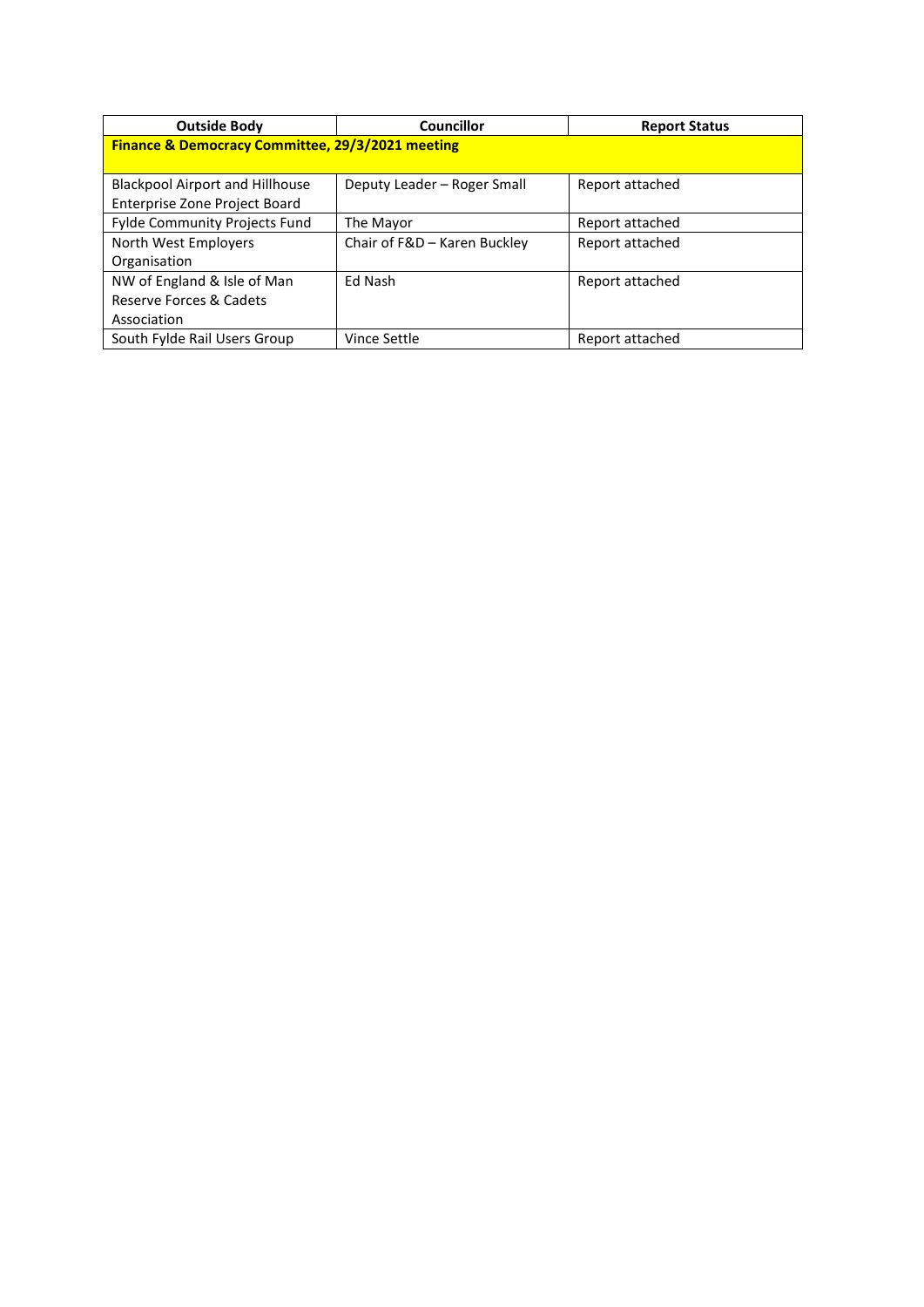| Outside Body | Councillor | Report Status |
|---|---|---|
| **Finance & Democracy Committee, 29/3/2021 meeting** | | |
| Blackpool Airport and Hillhouse Enterprise Zone Project Board | Deputy Leader – Roger Small | Report attached |
| Fylde Community Projects Fund | The Mayor | Report attached |
| North West Employers Organisation | Chair of F&D – Karen Buckley | Report attached |
| NW of England & Isle of Man Reserve Forces & Cadets Association | Ed Nash | Report attached |
| South Fylde Rail Users Group | Vince Settle | Report attached |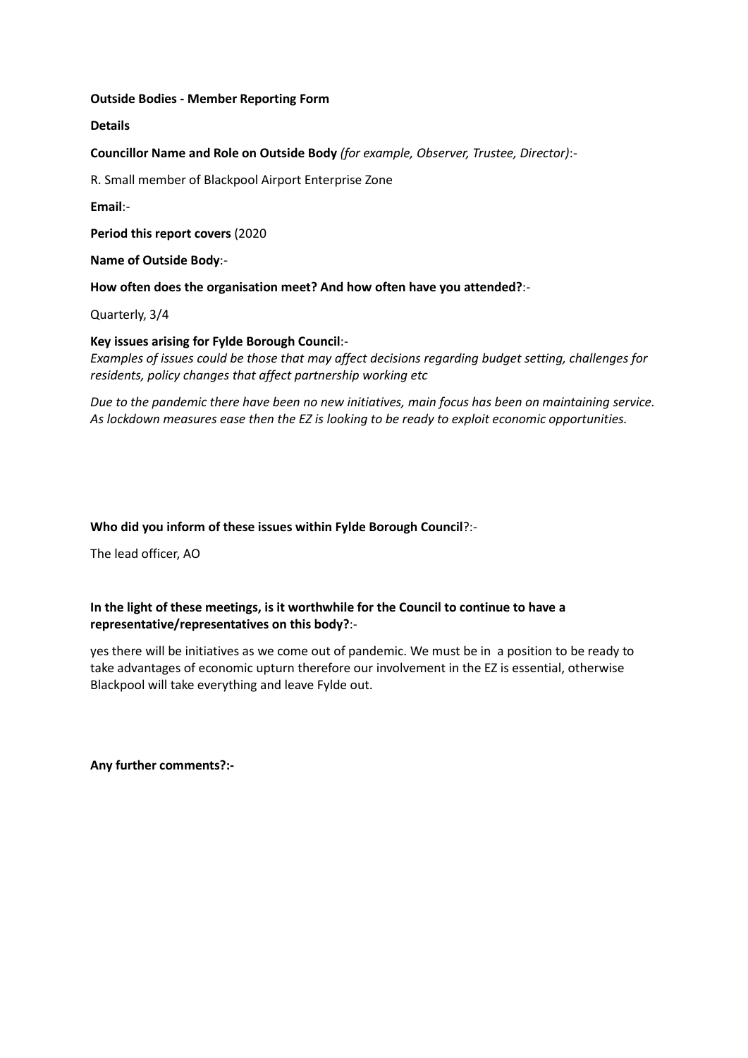**Outside Bodies - Member Reporting Form**

**Details**

**Councillor Name and Role on Outside Body** *(for example, Observer, Trustee, Director)*:-

R. Small member of Blackpool Airport Enterprise Zone

**Email**:-

**Period this report covers** (2020

**Name of Outside Body**:-

**How often does the organisation meet? And how often have you attended?**:-

Quarterly, 3/4

**Key issues arising for Fylde Borough Council**:-

*Examples of issues could be those that may affect decisions regarding budget setting, challenges for residents, policy changes that affect partnership working etc*

*Due to the pandemic there have been no new initiatives, main focus has been on maintaining service. As lockdown measures ease then the EZ is looking to be ready to exploit economic opportunities.*

**Who did you inform of these issues within Fylde Borough Council**?:-

The lead officer, AO

**In the light of these meetings, is it worthwhile for the Council to continue to have a representative/representatives on this body?**:-

yes there will be initiatives as we come out of pandemic. We must be in a position to be ready to take advantages of economic upturn therefore our involvement in the EZ is essential, otherwise Blackpool will take everything and leave Fylde out.

**Any further comments?:-**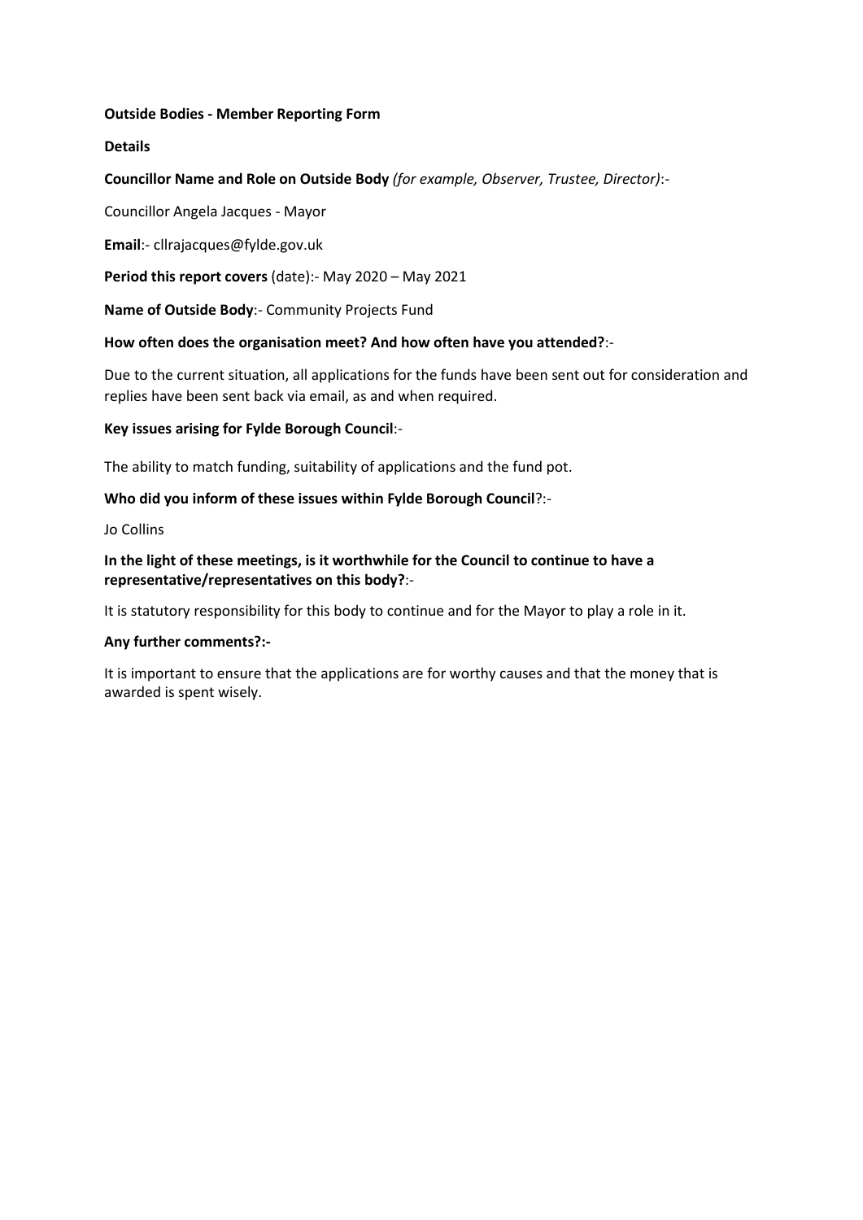**Outside Bodies - Member Reporting Form**

**Details**

**Councillor Name and Role on Outside Body** *(for example, Observer, Trustee, Director)*:-

Councillor Angela Jacques - Mayor

**Email**:- cllrajacques@fylde.gov.uk

**Period this report covers** (date):- May 2020 – May 2021

**Name of Outside Body**:- Community Projects Fund

**How often does the organisation meet? And how often have you attended?**:-

Due to the current situation, all applications for the funds have been sent out for consideration and replies have been sent back via email, as and when required.

**Key issues arising for Fylde Borough Council**:-

The ability to match funding, suitability of applications and the fund pot.

**Who did you inform of these issues within Fylde Borough Council**?:-

Jo Collins

**In the light of these meetings, is it worthwhile for the Council to continue to have a representative/representatives on this body?**:-

It is statutory responsibility for this body to continue and for the Mayor to play a role in it.

**Any further comments?:-**

It is important to ensure that the applications are for worthy causes and that the money that is awarded is spent wisely.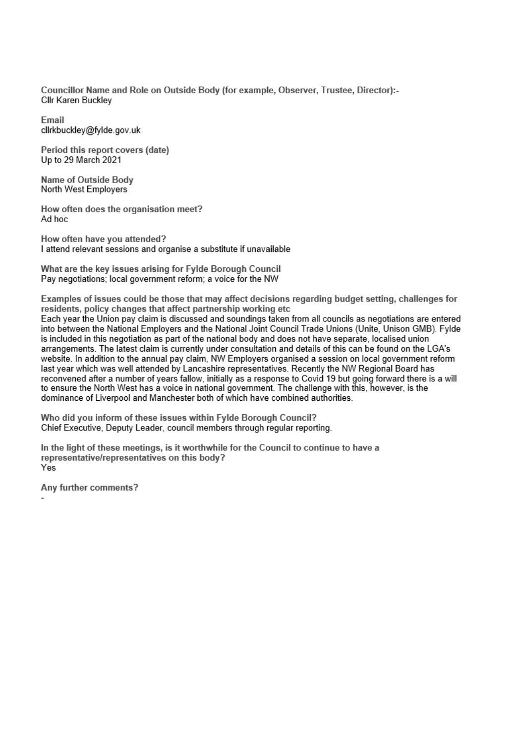**Councillor Name and Role on Outside Body (for example, Observer, Trustee, Director):-**
Cllr Karen Buckley

**Email**
cllrkbuckley@fylde.gov.uk

**Period this report covers (date)**
Up to 29 March 2021

**Name of Outside Body**
North West Employers

**How often does the organisation meet?**
Ad hoc

**How often have you attended?**
I attend relevant sessions and organise a substitute if unavailable

**What are the key issues arising for Fylde Borough Council**
Pay negotiations; local government reform; a voice for the NW

**Examples of issues could be those that may affect decisions regarding budget setting, challenges for residents, policy changes that affect partnership working etc**
Each year the Union pay claim is discussed and soundings taken from all councils as negotiations are entered into between the National Employers and the National Joint Council Trade Unions (Unite, Unison GMB). Fylde is included in this negotiation as part of the national body and does not have separate, localised union arrangements. The latest claim is currently under consultation and details of this can be found on the LGA's website. In addition to the annual pay claim, NW Employers organised a session on local government reform last year which was well attended by Lancashire representatives. Recently the NW Regional Board has reconvened after a number of years fallow, initially as a response to Covid 19 but going forward there is a will to ensure the North West has a voice in national government. The challenge with this, however, is the dominance of Liverpool and Manchester both of which have combined authorities.

**Who did you inform of these issues within Fylde Borough Council?**
Chief Executive, Deputy Leader, council members through regular reporting.

**In the light of these meetings, is it worthwhile for the Council to continue to have a representative/representatives on this body?**
Yes

**Any further comments?**
-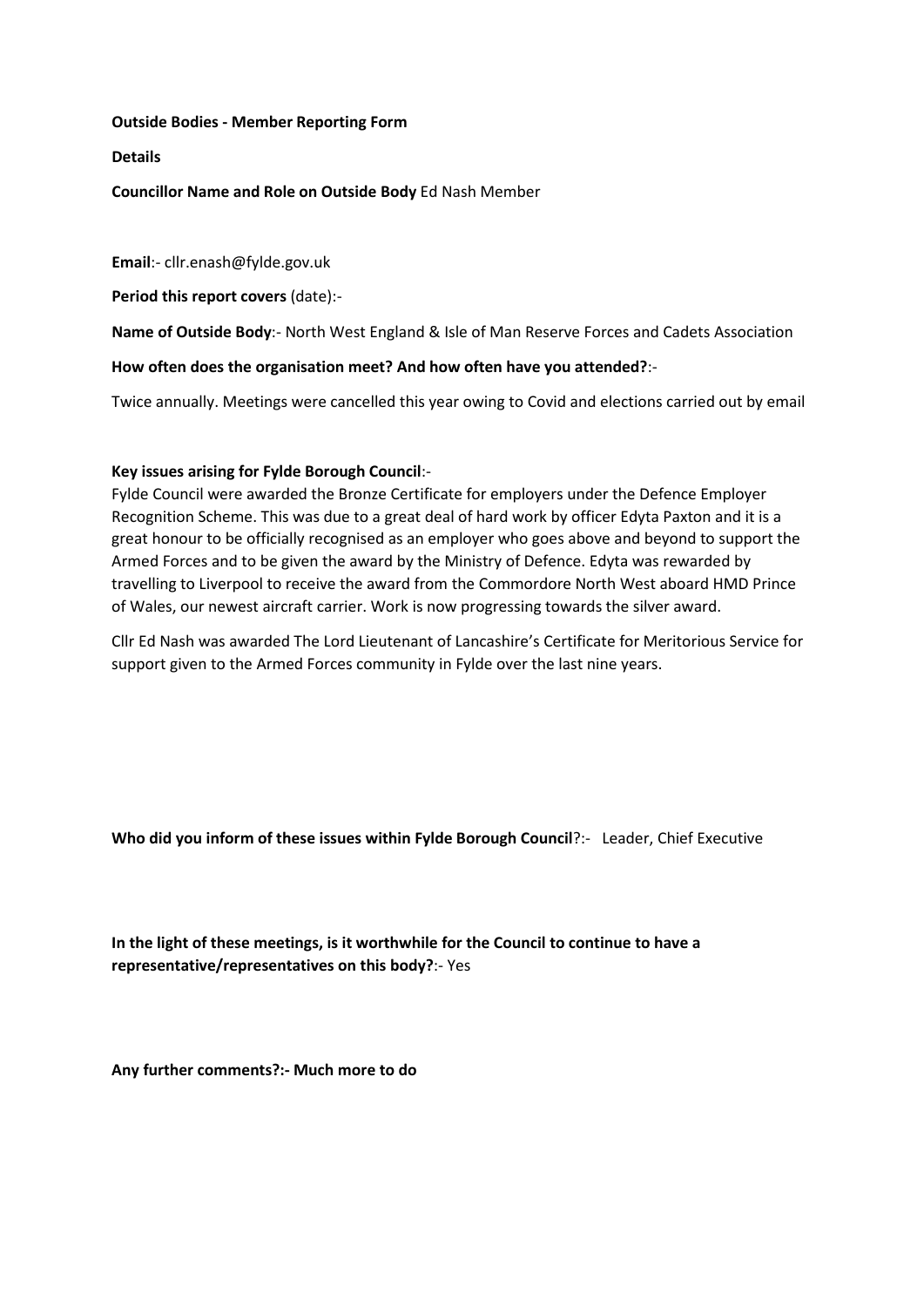**Outside Bodies - Member Reporting Form**

**Details**

**Councillor Name and Role on Outside Body** Ed Nash Member

**Email**:- cllr.enash@fylde.gov.uk

**Period this report covers** (date):-

**Name of Outside Body**:- North West England & Isle of Man Reserve Forces and Cadets Association

**How often does the organisation meet? And how often have you attended?**:-

Twice annually. Meetings were cancelled this year owing to Covid and elections carried out by email

**Key issues arising for Fylde Borough Council**:-

Fylde Council were awarded the Bronze Certificate for employers under the Defence Employer Recognition Scheme. This was due to a great deal of hard work by officer Edyta Paxton and it is a great honour to be officially recognised as an employer who goes above and beyond to support the Armed Forces and to be given the award by the Ministry of Defence. Edyta was rewarded by travelling to Liverpool to receive the award from the Commordore North West aboard HMD Prince of Wales, our newest aircraft carrier. Work is now progressing towards the silver award.

Cllr Ed Nash was awarded The Lord Lieutenant of Lancashire's Certificate for Meritorious Service for support given to the Armed Forces community in Fylde over the last nine years.

**Who did you inform of these issues within Fylde Borough Council**?:- Leader, Chief Executive

**In the light of these meetings, is it worthwhile for the Council to continue to have a representative/representatives on this body?**:- Yes

**Any further comments?:- Much more to do**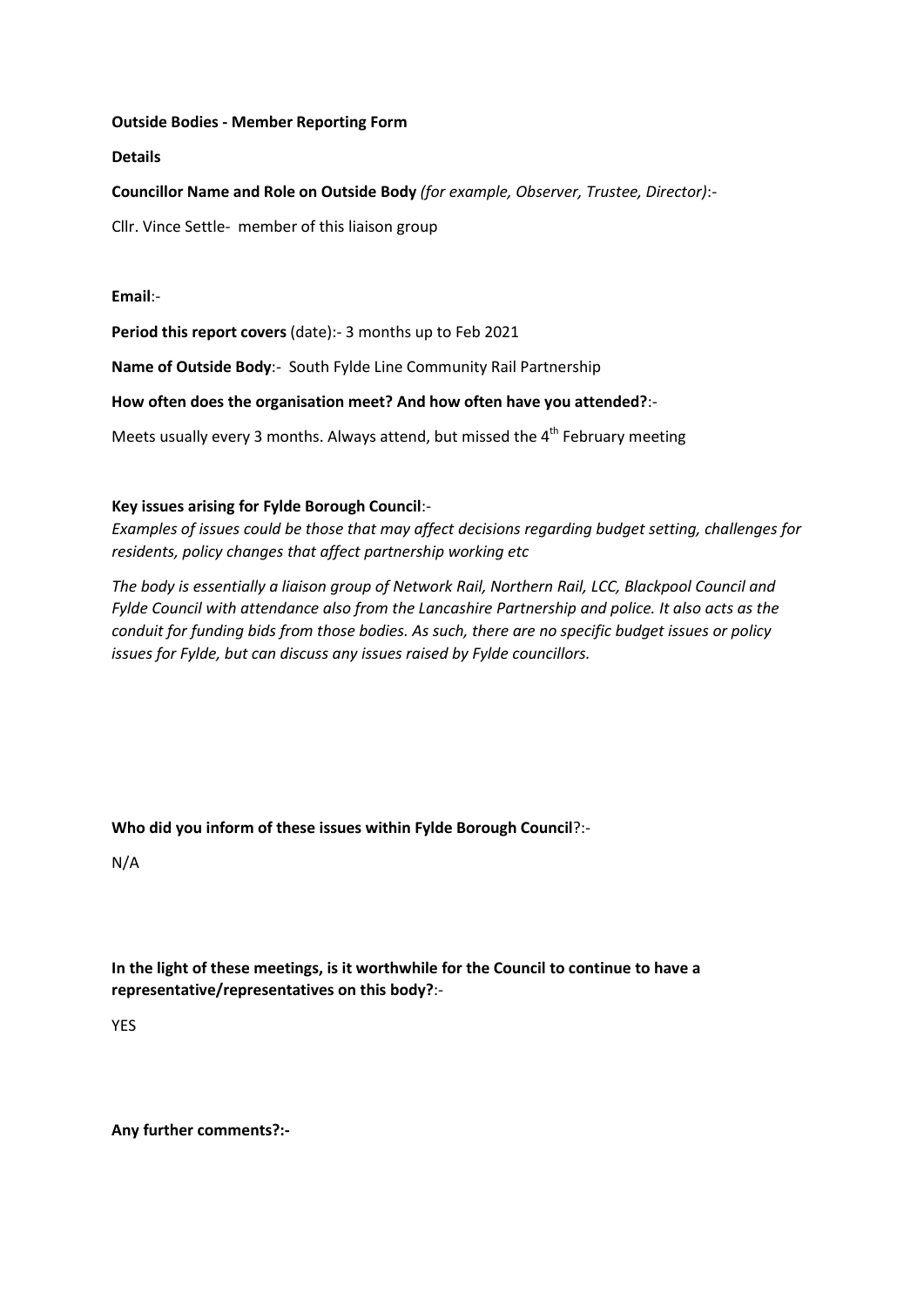**Outside Bodies - Member Reporting Form**

**Details**

**Councillor Name and Role on Outside Body** *(for example, Observer, Trustee, Director)*:-

Cllr. Vince Settle- member of this liaison group

**Email**:-

**Period this report covers** (date):- 3 months up to Feb 2021

**Name of Outside Body**:- South Fylde Line Community Rail Partnership

**How often does the organisation meet? And how often have you attended?**:-

Meets usually every 3 months. Always attend, but missed the 4th February meeting

**Key issues arising for Fylde Borough Council**:-

*Examples of issues could be those that may affect decisions regarding budget setting, challenges for residents, policy changes that affect partnership working etc*

*The body is essentially a liaison group of Network Rail, Northern Rail, LCC, Blackpool Council and Fylde Council with attendance also from the Lancashire Partnership and police. It also acts as the conduit for funding bids from those bodies. As such, there are no specific budget issues or policy issues for Fylde, but can discuss any issues raised by Fylde councillors.*

**Who did you inform of these issues within Fylde Borough Council**?:-

N/A

**In the light of these meetings, is it worthwhile for the Council to continue to have a representative/representatives on this body?**:-

YES

**Any further comments?:-**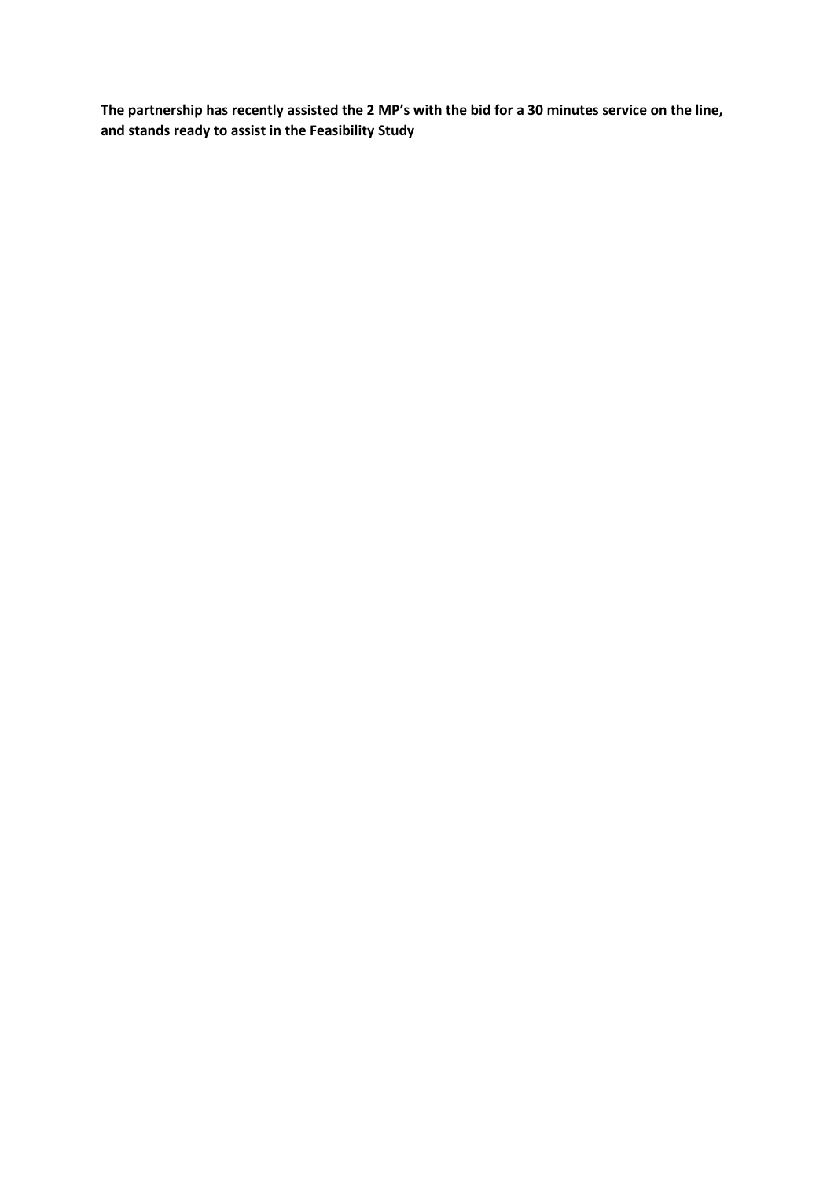**The partnership has recently assisted the 2 MP's with the bid for a 30 minutes service on the line, and stands ready to assist in the Feasibility Study**